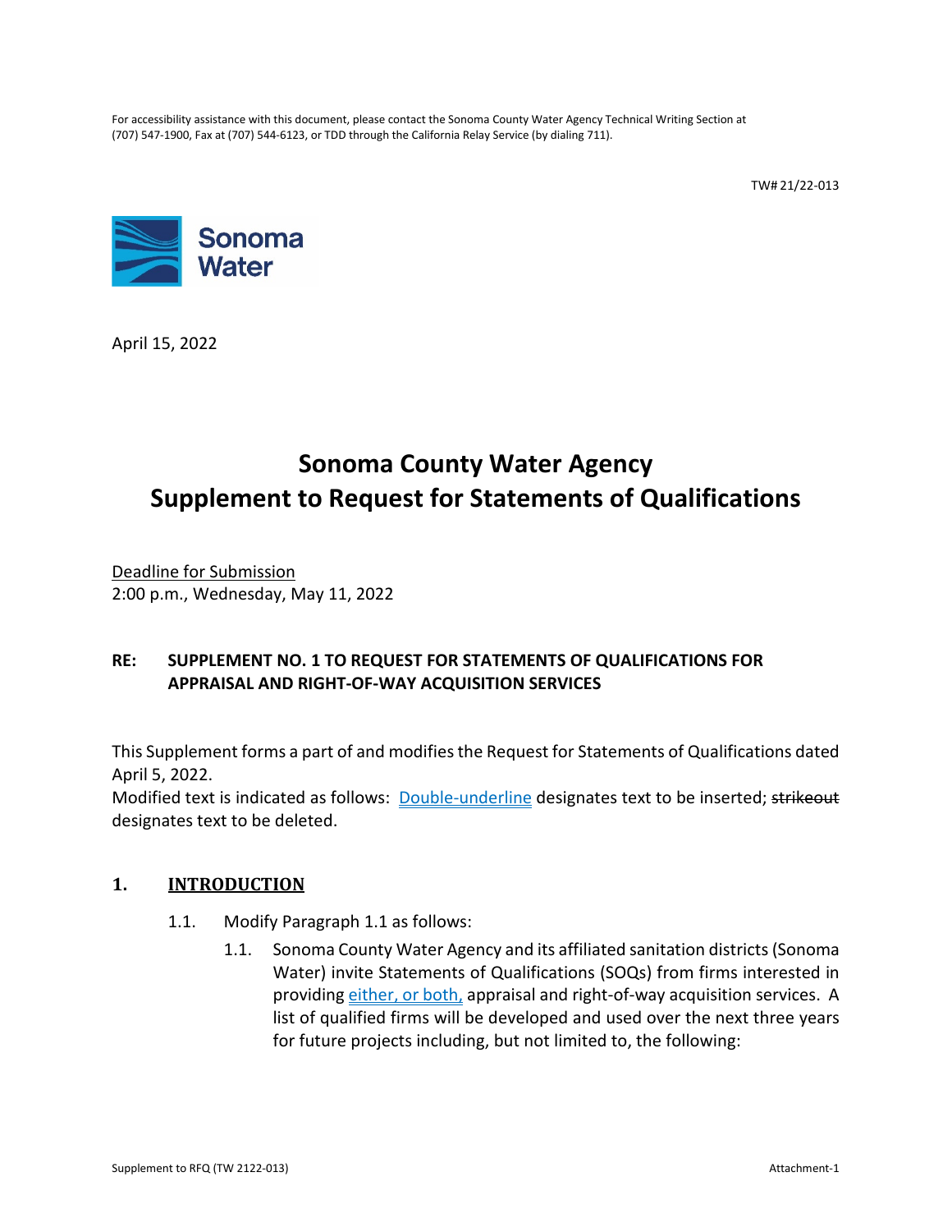For accessibility assistance with this document, please contact the Sonoma County Water Agency Technical Writing Section at (707) 547-1900, Fax at (707) 544-6123, or TDD through the California Relay Service (by dialing 711).

TW# 21/22-013

Sonoma Water

April 15, 2022

# Sonoma County Water Agency
# Supplement to Request for Statements of Qualifications

Deadline for Submission
2:00 p.m., Wednesday, May 11, 2022

**RE: SUPPLEMENT NO. 1 TO REQUEST FOR STATEMENTS OF QUALIFICATIONS FOR APPRAISAL AND RIGHT-OF-WAY ACQUISITION SERVICES**

This Supplement forms a part of and modifies the Request for Statements of Qualifications dated April 5, 2022.
Modified text is indicated as follows: <u>Double-underline</u> designates text to be inserted; ~~strikeout~~ designates text to be deleted.

## 1. INTRODUCTION

1.1. Modify Paragraph 1.1 as follows:

1.1. Sonoma County Water Agency and its affiliated sanitation districts (Sonoma Water) invite Statements of Qualifications (SOQs) from firms interested in providing <u>either, or both,</u> appraisal and right-of-way acquisition services. A list of qualified firms will be developed and used over the next three years for future projects including, but not limited to, the following: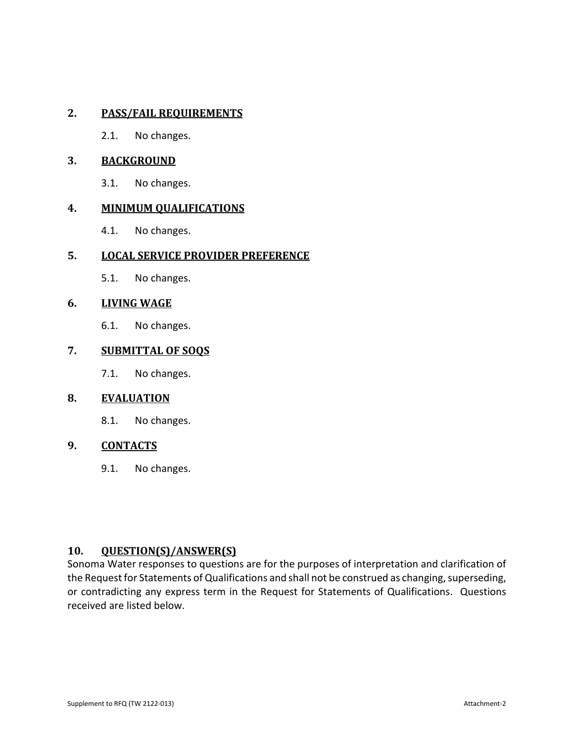## 2. PASS/FAIL REQUIREMENTS

2.1. No changes.

## 3. BACKGROUND

3.1. No changes.

## 4. MINIMUM QUALIFICATIONS

4.1. No changes.

## 5. LOCAL SERVICE PROVIDER PREFERENCE

5.1. No changes.

## 6. LIVING WAGE

6.1. No changes.

## 7. SUBMITTAL OF SOQS

7.1. No changes.

## 8. EVALUATION

8.1. No changes.

## 9. CONTACTS

9.1. No changes.

## 10. QUESTION(S)/ANSWER(S)

Sonoma Water responses to questions are for the purposes of interpretation and clarification of the Request for Statements of Qualifications and shall not be construed as changing, superseding, or contradicting any express term in the Request for Statements of Qualifications. Questions received are listed below.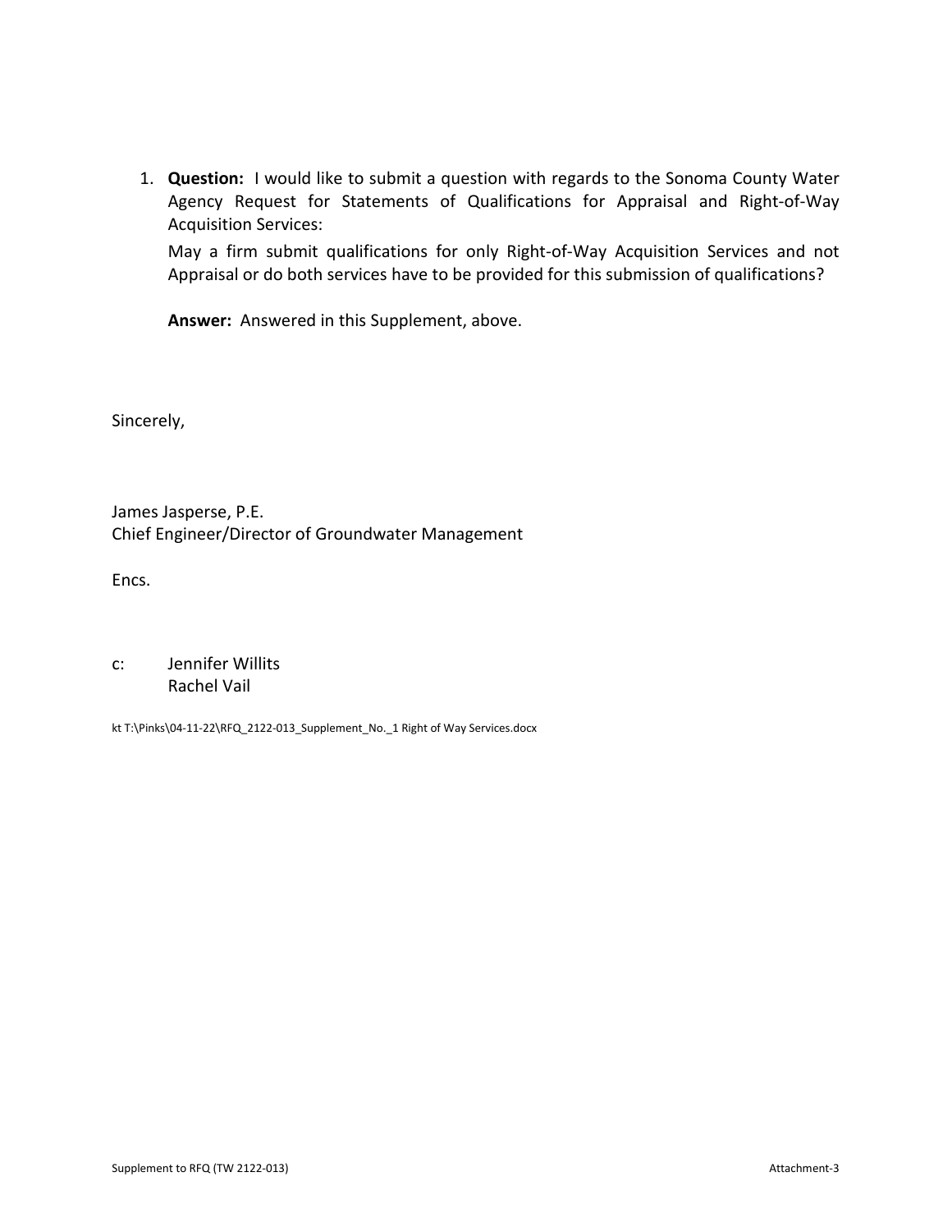1. **Question:** I would like to submit a question with regards to the Sonoma County Water Agency Request for Statements of Qualifications for Appraisal and Right-of-Way Acquisition Services:

   May a firm submit qualifications for only Right-of-Way Acquisition Services and not Appraisal or do both services have to be provided for this submission of qualifications?

   **Answer:** Answered in this Supplement, above.

Sincerely,

James Jasperse, P.E.
Chief Engineer/Director of Groundwater Management

Encs.

c: Jennifer Willits
Rachel Vail

kt T:\Pinks\04-11-22\RFQ_2122-013_Supplement_No._1 Right of Way Services.docx